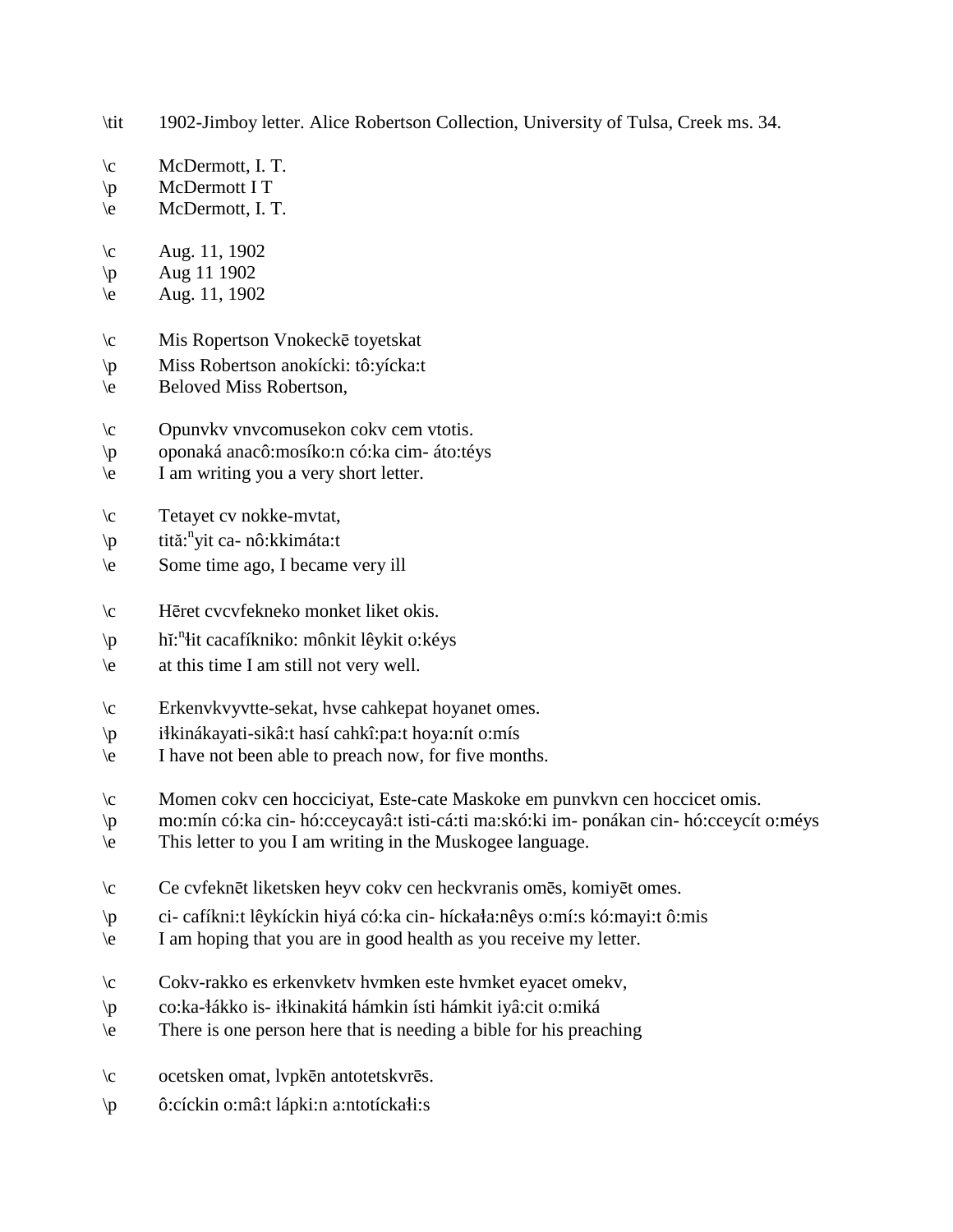\tit 1902-Jimboy letter. Alice Robertson Collection, University of Tulsa, Creek ms. 34.

\c McDermott, I. T.
\p McDermott I T
\e McDermott, I. T.

\c Aug. 11, 1902
\p Aug 11 1902
\e Aug. 11, 1902

\c Mis Ropertson Vnokeckē toyetskat
\p Miss Robertson anokícki: tô:yícka:t
\e Beloved Miss Robertson,

\c Opunvkv vnvcomusekon cokv cem vtotis.
\p oponaká anacô:mosíko:n có:ka cim- áto:téys
\e I am writing you a very short letter.

\c Tetayet cv nokke-mvtat,
\p tită:[n]yit ca- nô:kkimáta:t
\e Some time ago, I became very ill

\c Hēret cvcvfekneko monket liket okis.
\p hĭ:[n]ɬit cacafíkniko: mônkit lêykit o:kéys
\e at this time I am still not very well.

\c Erkenvkvyvtte-sekat, hvse cahkepat hoyanet omes.
\p iɬkinákayati-sikâ:t hasí cahkî:pa:t hoya:nít o:mís
\e I have not been able to preach now, for five months.

\c Momen cokv cen hocciciyat, Este-cate Maskoke em punvkvn cen hoccicet omis.
\p mo:mín có:ka cin- hó:cceycayâ:t isti-cá:ti ma:skó:ki im- ponákan cin- hó:cceycít o:méys
\e This letter to you I am writing in the Muskogee language.

\c Ce cvfeknēt liketsken heyv cokv cen heckvranis omēs, komiyēt omes.
\p ci- cafíkni:t lêykíckin hiyá có:ka cin- híckaɬa:nêys o:mí:s kó:mayi:t ô:mis
\e I am hoping that you are in good health as you receive my letter.

\c Cokv-rakko es erkenvketv hvmken este hvmket eyacet omekv,
\p co:ka-ɬákko is- iɬkinakitá hámkin ísti hámkit iyâ:cit o:miká
\e There is one person here that is needing a bible for his preaching

\c ocetsken omat, lvpkēn antotetskvrēs.
\p ô:cíckin o:mâ:t lápki:n a:ntotíckaɬi:s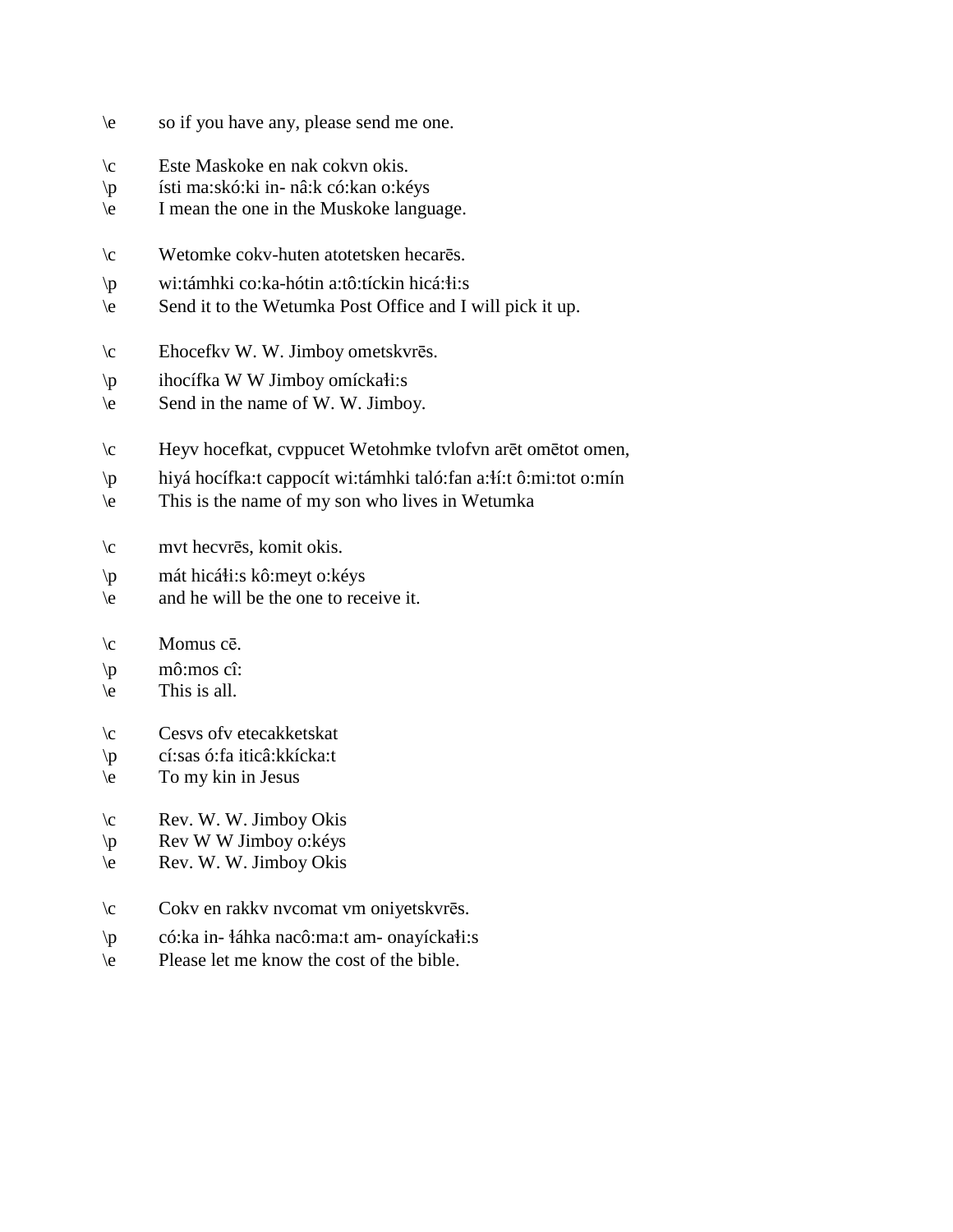\e	so if you have any, please send me one.

\c	Este Maskoke en nak cokvn okis.
\p	ísti ma:skó:ki in- nâ:k có:kan o:kéys
\e	I mean the one in the Muskoke language.

\c	Wetomke cokv-huten atotetsken hecarēs.
\p	wi:támhki co:ka-hótin a:tô:tíckin hicá:łi:s
\e	Send it to the Wetumka Post Office and I will pick it up.

\c	Ehocefkv W. W. Jimboy ometskvrēs.
\p	ihocífka W W Jimboy omíckałi:s
\e	Send in the name of W. W. Jimboy.

\c	Heyv hocefkat, cvppucet Wetohmke tvlofvn arēt omētot omen,
\p	hiyá hocífka:t cappocít wi:támhki taló:fan a:łí:t ô:mi:tot o:mín
\e	This is the name of my son who lives in Wetumka

\c	mvt hecvrēs, komit okis.
\p	mát hicáłi:s kô:meyt o:kéys
\e	and he will be the one to receive it.

\c	Momus cē.
\p	mô:mos cî:
\e	This is all.

\c	Cesvs ofv etecakketskat
\p	cí:sas ó:fa iticâ:kkícka:t
\e	To my kin in Jesus

\c	Rev. W. W. Jimboy Okis
\p	Rev W W Jimboy o:kéys
\e	Rev. W. W. Jimboy Okis

\c	Cokv en rakkv nvcomat vm oniyetskvrēs.
\p	có:ka in- łáhka nacô:ma:t am- onayíckałi:s
\e	Please let me know the cost of the bible.